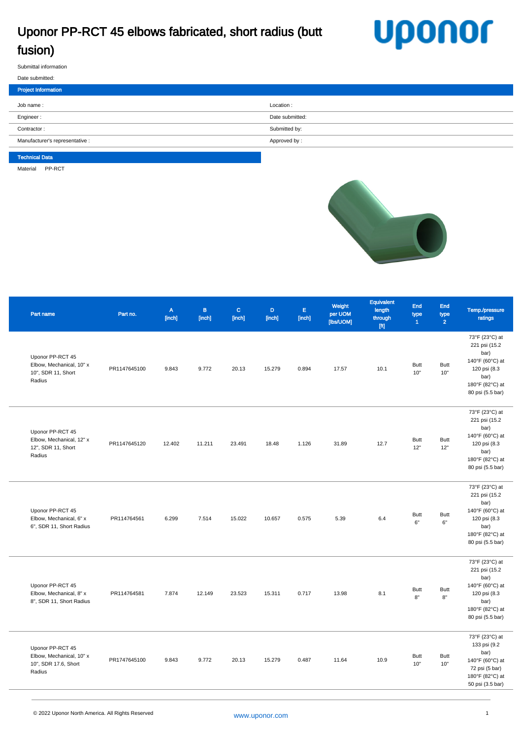# Uponor PP-RCT 45 elbows fabricated, short radius (butt fusion)

Submittal information

Date submitted:

## Project Information

| | |
|---|---|
| Job name : | Location : |
| Engineer : | Date submitted: |
| Contractor : | Submitted by: |
| Manufacturer's representative : | Approved by : |

## Technical Data

Material PP-RCT

| Part name | Part no. | A [inch] | B [inch] | C [inch] | D [inch] | E [inch] | Weight per UOM [lbs/UOM] | Equivalent length through [ft] | End type 1 | End type 2 | Temp./pressure ratings |
|---|---|---|---|---|---|---|---|---|---|---|---|
| Uponor PP-RCT 45 Elbow, Mechanical, 10" x 10", SDR 11, Short Radius | PR1147645100 | 9.843 | 9.772 | 20.13 | 15.279 | 0.894 | 17.57 | 10.1 | Butt 10" | Butt 10" | 73°F (23°C) at 221 psi (15.2 bar) 140°F (60°C) at 120 psi (8.3 bar) 180°F (82°C) at 80 psi (5.5 bar) |
| Uponor PP-RCT 45 Elbow, Mechanical, 12" x 12", SDR 11, Short Radius | PR1147645120 | 12.402 | 11.211 | 23.491 | 18.48 | 1.126 | 31.89 | 12.7 | Butt 12" | Butt 12" | 73°F (23°C) at 221 psi (15.2 bar) 140°F (60°C) at 120 psi (8.3 bar) 180°F (82°C) at 80 psi (5.5 bar) |
| Uponor PP-RCT 45 Elbow, Mechanical, 6" x 6", SDR 11, Short Radius | PR114764561 | 6.299 | 7.514 | 15.022 | 10.657 | 0.575 | 5.39 | 6.4 | Butt 6" | Butt 6" | 73°F (23°C) at 221 psi (15.2 bar) 140°F (60°C) at 120 psi (8.3 bar) 180°F (82°C) at 80 psi (5.5 bar) |
| Uponor PP-RCT 45 Elbow, Mechanical, 8" x 8", SDR 11, Short Radius | PR114764581 | 7.874 | 12.149 | 23.523 | 15.311 | 0.717 | 13.98 | 8.1 | Butt 8" | Butt 8" | 73°F (23°C) at 221 psi (15.2 bar) 140°F (60°C) at 120 psi (8.3 bar) 180°F (82°C) at 80 psi (5.5 bar) |
| Uponor PP-RCT 45 Elbow, Mechanical, 10" x 10", SDR 17.6, Short Radius | PR1747645100 | 9.843 | 9.772 | 20.13 | 15.279 | 0.487 | 11.64 | 10.9 | Butt 10" | Butt 10" | 73°F (23°C) at 133 psi (9.2 bar) 140°F (60°C) at 72 psi (5 bar) 180°F (82°C) at 50 psi (3.5 bar) |

© 2022 Uponor North America. All Rights Reserved

www.uponor.com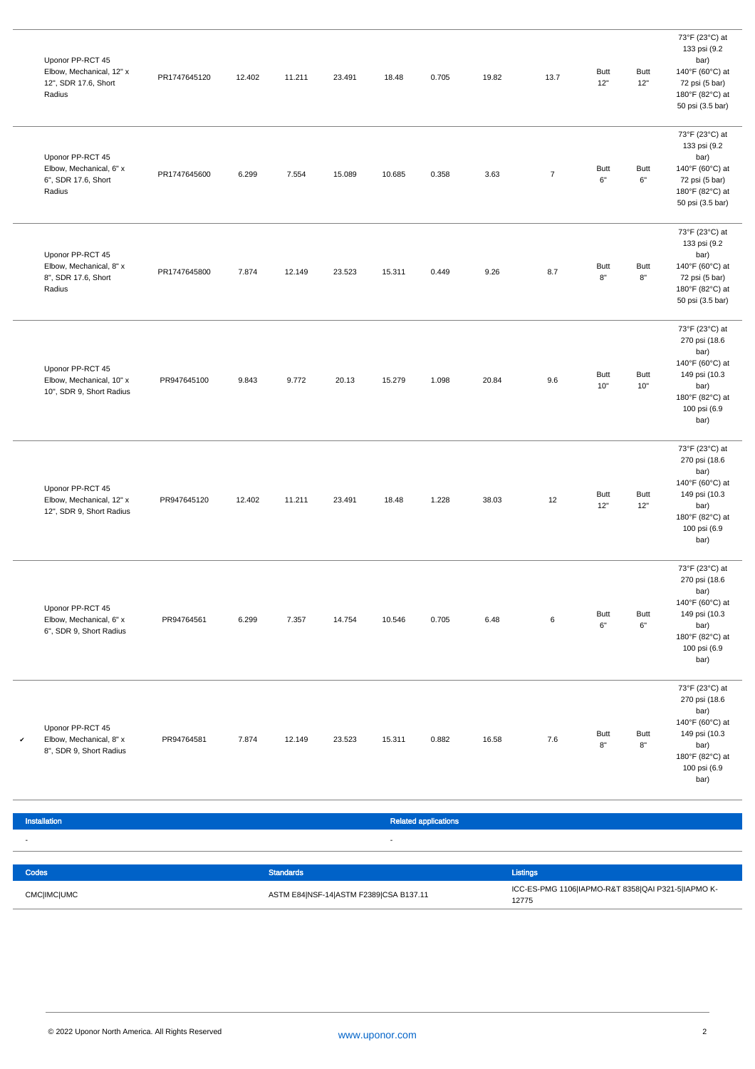| | | | | | | | | | | | | |
|---|---|---|---|---|---|---|---|---|---|---|---|---|
| | Uponor PP-RCT 45 Elbow, Mechanical, 12" x 12", SDR 17.6, Short Radius | PR1747645120 | 12.402 | 11.211 | 23.491 | 18.48 | 0.705 | 19.82 | 13.7 | Butt 12" | Butt 12" | 73°F (23°C) at 133 psi (9.2 bar) 140°F (60°C) at 72 psi (5 bar) 180°F (82°C) at 50 psi (3.5 bar) |
| | Uponor PP-RCT 45 Elbow, Mechanical, 6" x 6", SDR 17.6, Short Radius | PR1747645600 | 6.299 | 7.554 | 15.089 | 10.685 | 0.358 | 3.63 | 7 | Butt 6" | Butt 6" | 73°F (23°C) at 133 psi (9.2 bar) 140°F (60°C) at 72 psi (5 bar) 180°F (82°C) at 50 psi (3.5 bar) |
| | Uponor PP-RCT 45 Elbow, Mechanical, 8" x 8", SDR 17.6, Short Radius | PR1747645800 | 7.874 | 12.149 | 23.523 | 15.311 | 0.449 | 9.26 | 8.7 | Butt 8" | Butt 8" | 73°F (23°C) at 133 psi (9.2 bar) 140°F (60°C) at 72 psi (5 bar) 180°F (82°C) at 50 psi (3.5 bar) |
| | Uponor PP-RCT 45 Elbow, Mechanical, 10" x 10", SDR 9, Short Radius | PR947645100 | 9.843 | 9.772 | 20.13 | 15.279 | 1.098 | 20.84 | 9.6 | Butt 10" | Butt 10" | 73°F (23°C) at 270 psi (18.6 bar) 140°F (60°C) at 149 psi (10.3 bar) 180°F (82°C) at 100 psi (6.9 bar) |
| | Uponor PP-RCT 45 Elbow, Mechanical, 12" x 12", SDR 9, Short Radius | PR947645120 | 12.402 | 11.211 | 23.491 | 18.48 | 1.228 | 38.03 | 12 | Butt 12" | Butt 12" | 73°F (23°C) at 270 psi (18.6 bar) 140°F (60°C) at 149 psi (10.3 bar) 180°F (82°C) at 100 psi (6.9 bar) |
| | Uponor PP-RCT 45 Elbow, Mechanical, 6" x 6", SDR 9, Short Radius | PR94764561 | 6.299 | 7.357 | 14.754 | 10.546 | 0.705 | 6.48 | 6 | Butt 6" | Butt 6" | 73°F (23°C) at 270 psi (18.6 bar) 140°F (60°C) at 149 psi (10.3 bar) 180°F (82°C) at 100 psi (6.9 bar) |
| ✔ | Uponor PP-RCT 45 Elbow, Mechanical, 8" x 8", SDR 9, Short Radius | PR94764581 | 7.874 | 12.149 | 23.523 | 15.311 | 0.882 | 16.58 | 7.6 | Butt 8" | Butt 8" | 73°F (23°C) at 270 psi (18.6 bar) 140°F (60°C) at 149 psi (10.3 bar) 180°F (82°C) at 100 psi (6.9 bar) |

| Installation | Related applications |
|---|---|
| - | - |

| Codes | Standards | Listings |
|---|---|---|
| CMC\|IMC\|UMC | ASTM E84\|NSF-14\|ASTM F2389\|CSA B137.11 | ICC-ES-PMG 1106\|IAPMO-R&T 8358\|QAI P321-5\|IAPMO K-12775 |

© 2022 Uponor North America. All Rights Reserved

www.uponor.com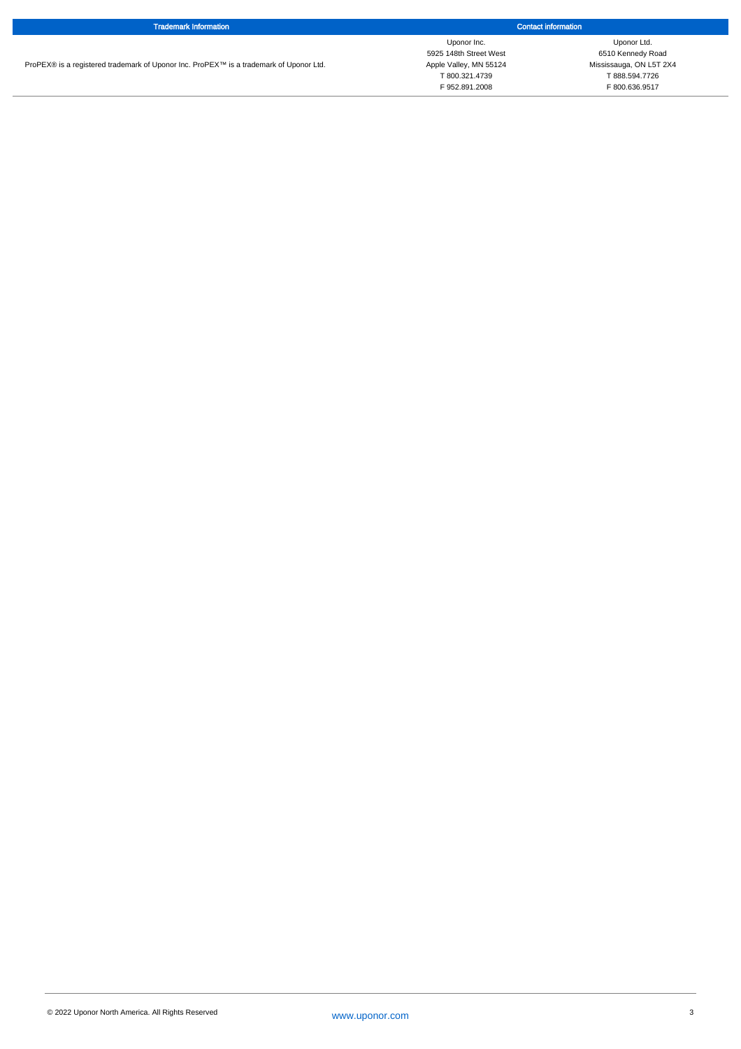| Trademark Information | Contact information | |
|---|---|---|
| ProPEX® is a registered trademark of Uponor Inc. ProPEX™ is a trademark of Uponor Ltd. | Uponor Inc.<br>5925 148th Street West<br>Apple Valley, MN 55124<br>T 800.321.4739<br>F 952.891.2008 | Uponor Ltd.<br>6510 Kennedy Road<br>Mississauga, ON L5T 2X4<br>T 888.594.7726<br>F 800.636.9517 |

© 2022 Uponor North America. All Rights Reserved

www.uponor.com